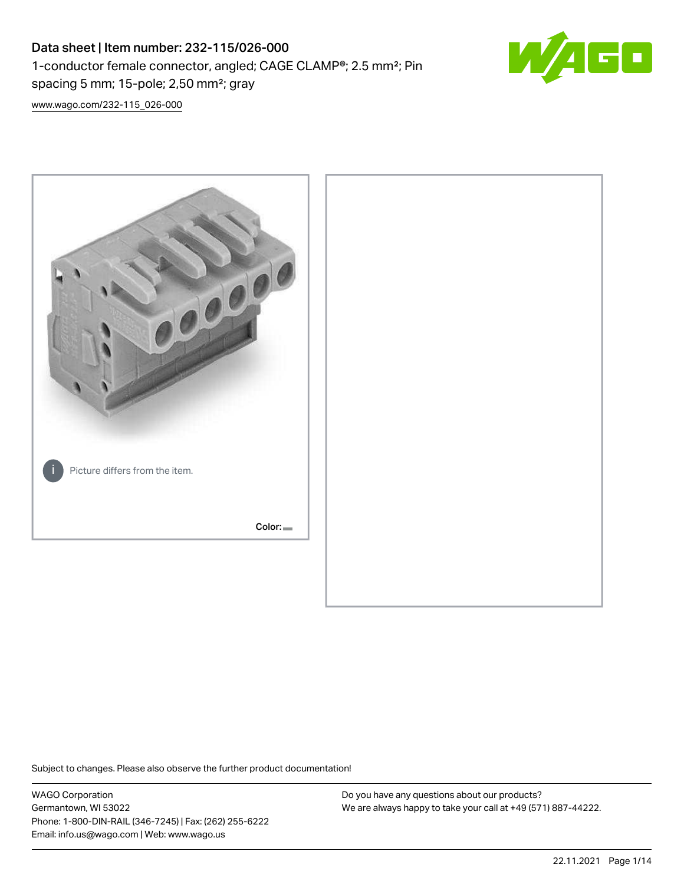# Data sheet | Item number: 232-115/026-000

1-conductor female connector, angled; CAGE CLAMP®; 2.5 mm²; Pin spacing 5 mm; 15-pole; 2,50 mm²; gray

www.wago.com/232-115_026-000

Picture differs from the item.

Color:

Subject to changes. Please also observe the further product documentation!

WAGO Corporation
Germantown, WI 53022
Phone: 1-800-DIN-RAIL (346-7245) | Fax: (262) 255-6222
Email: info.us@wago.com | Web: www.wago.us

Do you have any questions about our products?
We are always happy to take your call at +49 (571) 887-44222.

22.11.2021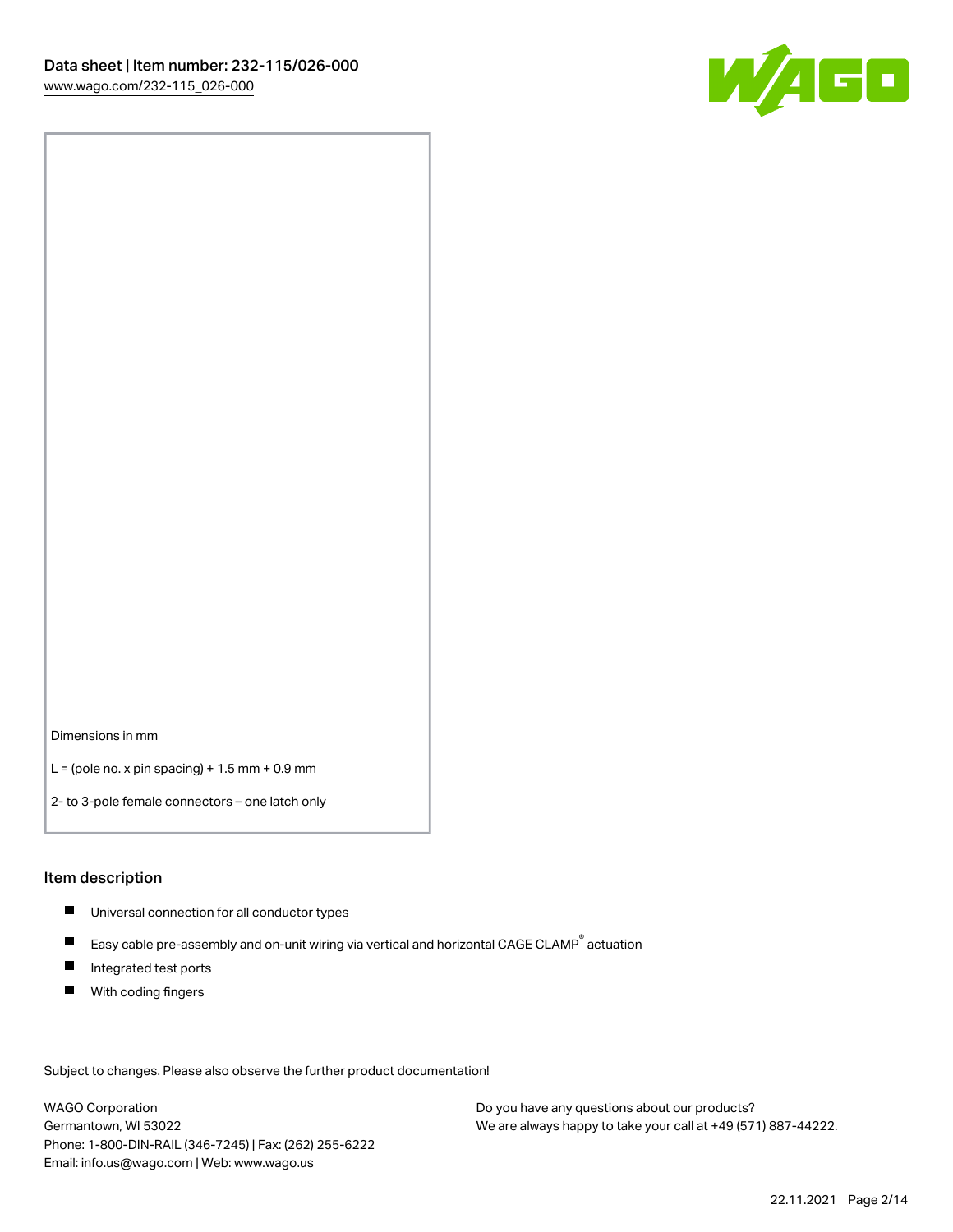Dimensions in mm

L = (pole no. x pin spacing) + 1.5 mm + 0.9 mm

2- to 3-pole female connectors – one latch only

## Item description

- Universal connection for all conductor types
- Easy cable pre-assembly and on-unit wiring via vertical and horizontal CAGE CLAMP® actuation
- Integrated test ports
- With coding fingers

Subject to changes. Please also observe the further product documentation!

WAGO Corporation
Germantown, WI 53022
Phone: 1-800-DIN-RAIL (346-7245) | Fax: (262) 255-6222
Email: info.us@wago.com | Web: www.wago.us

Do you have any questions about our products?
We are always happy to take your call at +49 (571) 887-44222.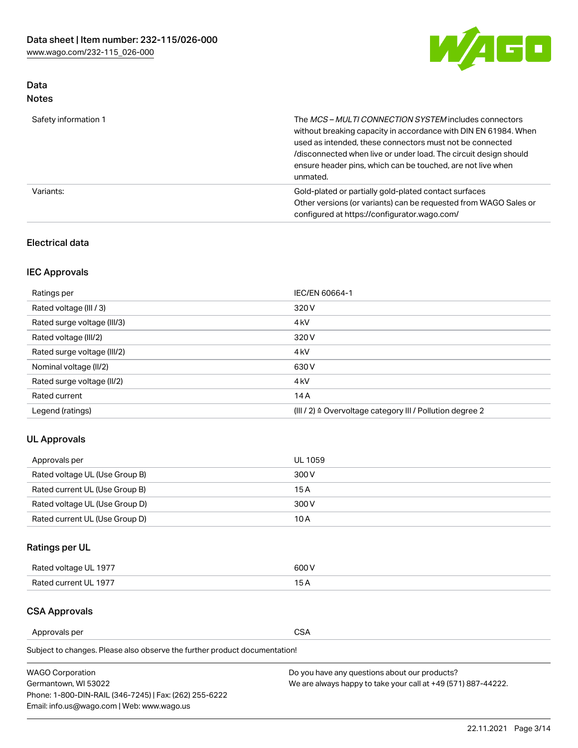## Data
### Notes

| | |
|---|---|
| Safety information 1 | The *MCS – MULTI CONNECTION SYSTEM* includes connectors without breaking capacity in accordance with DIN EN 61984. When used as intended, these connectors must not be connected /disconnected when live or under load. The circuit design should ensure header pins, which can be touched, are not live when unmated. |
| Variants: | Gold-plated or partially gold-plated contact surfaces<br>Other versions (or variants) can be requested from WAGO Sales or configured at https://configurator.wago.com/ |

### Electrical data

### IEC Approvals

| | |
|---|---|
| Ratings per | IEC/EN 60664-1 |
| Rated voltage (III / 3) | 320 V |
| Rated surge voltage (III/3) | 4 kV |
| Rated voltage (III/2) | 320 V |
| Rated surge voltage (III/2) | 4 kV |
| Nominal voltage (II/2) | 630 V |
| Rated surge voltage (II/2) | 4 kV |
| Rated current | 14 A |
| Legend (ratings) | (III / 2) ≙ Overvoltage category III / Pollution degree 2 |

### UL Approvals

| | |
|---|---|
| Approvals per | UL 1059 |
| Rated voltage UL (Use Group B) | 300 V |
| Rated current UL (Use Group B) | 15 A |
| Rated voltage UL (Use Group D) | 300 V |
| Rated current UL (Use Group D) | 10 A |

### Ratings per UL

| | |
|---|---|
| Rated voltage UL 1977 | 600 V |
| Rated current UL 1977 | 15 A |

### CSA Approvals

| | |
|---|---|
| Approvals per | CSA |

Subject to changes. Please also observe the further product documentation!

WAGO Corporation
Germantown, WI 53022
Phone: 1-800-DIN-RAIL (346-7245) | Fax: (262) 255-6222
Email: info.us@wago.com | Web: www.wago.us

Do you have any questions about our products?
We are always happy to take your call at +49 (571) 887-44222.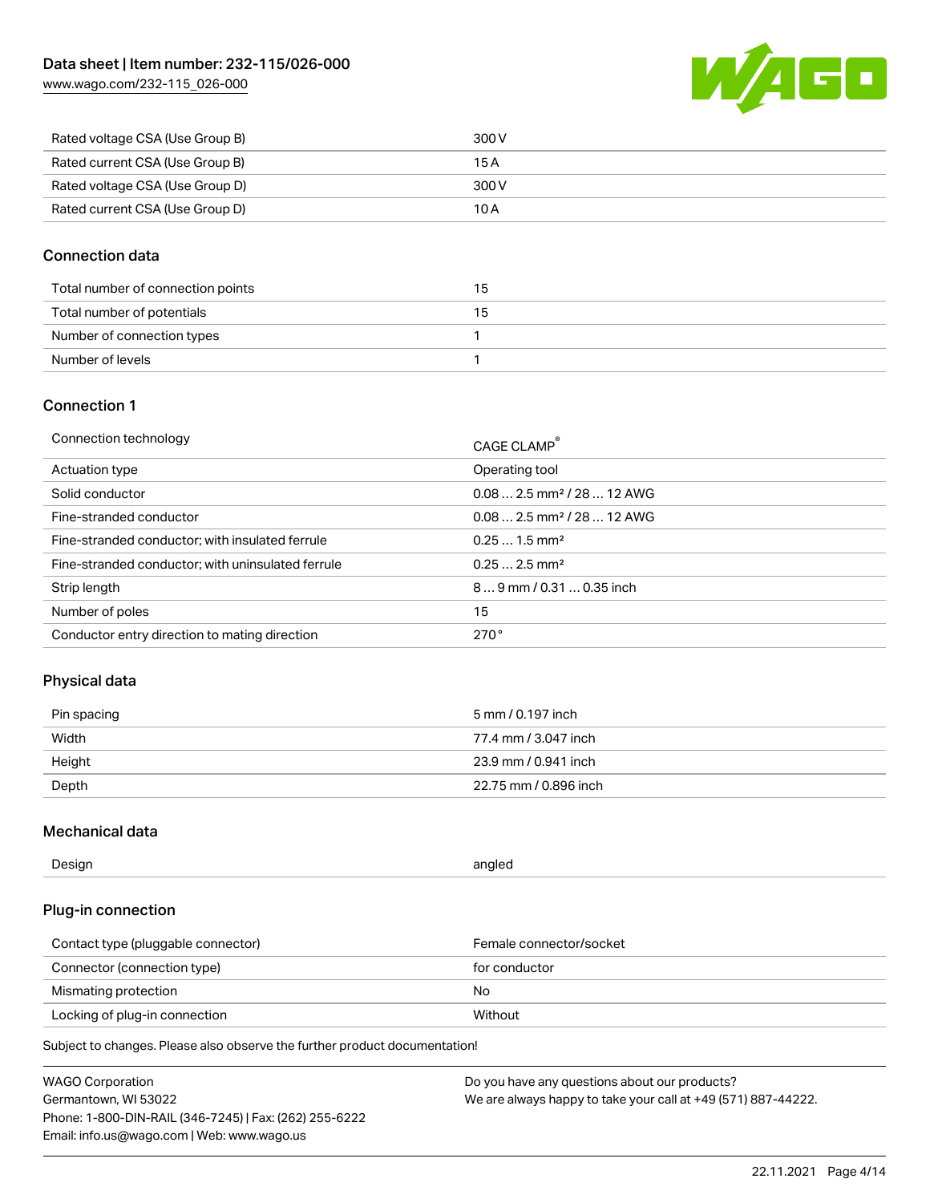| | |
|---|---|
| Rated voltage CSA (Use Group B) | 300 V |
| Rated current CSA (Use Group B) | 15 A |
| Rated voltage CSA (Use Group D) | 300 V |
| Rated current CSA (Use Group D) | 10 A |

## Connection data

| | |
|---|---|
| Total number of connection points | 15 |
| Total number of potentials | 15 |
| Number of connection types | 1 |
| Number of levels | 1 |

## Connection 1

| | |
|---|---|
| Connection technology | CAGE CLAMP® |
| Actuation type | Operating tool |
| Solid conductor | 0.08 … 2.5 mm² / 28 … 12 AWG |
| Fine-stranded conductor | 0.08 … 2.5 mm² / 28 … 12 AWG |
| Fine-stranded conductor; with insulated ferrule | 0.25 … 1.5 mm² |
| Fine-stranded conductor; with uninsulated ferrule | 0.25 … 2.5 mm² |
| Strip length | 8 … 9 mm / 0.31 … 0.35 inch |
| Number of poles | 15 |
| Conductor entry direction to mating direction | 270 ° |

## Physical data

| | |
|---|---|
| Pin spacing | 5 mm / 0.197 inch |
| Width | 77.4 mm / 3.047 inch |
| Height | 23.9 mm / 0.941 inch |
| Depth | 22.75 mm / 0.896 inch |

## Mechanical data

| | |
|---|---|
| Design | angled |

## Plug-in connection

| | |
|---|---|
| Contact type (pluggable connector) | Female connector/socket |
| Connector (connection type) | for conductor |
| Mismating protection | No |
| Locking of plug-in connection | Without |

Subject to changes. Please also observe the further product documentation!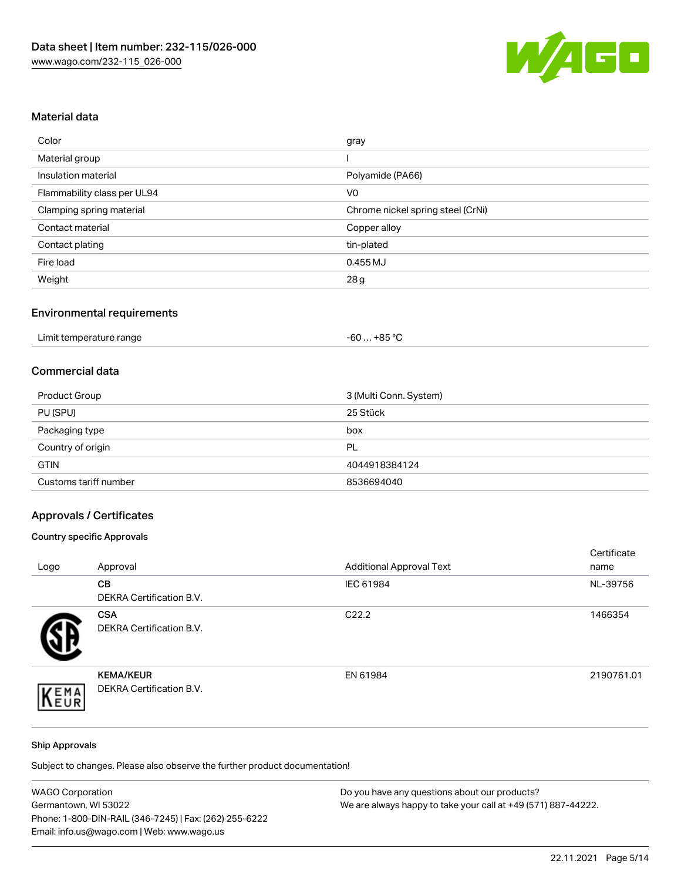## Material data

| | |
|---|---|
| Color | gray |
| Material group | I |
| Insulation material | Polyamide (PA66) |
| Flammability class per UL94 | V0 |
| Clamping spring material | Chrome nickel spring steel (CrNi) |
| Contact material | Copper alloy |
| Contact plating | tin-plated |
| Fire load | 0.455 MJ |
| Weight | 28 g |

## Environmental requirements

| | |
|---|---|
| Limit temperature range | -60 … +85 °C |

## Commercial data

| | |
|---|---|
| Product Group | 3 (Multi Conn. System) |
| PU (SPU) | 25 Stück |
| Packaging type | box |
| Country of origin | PL |
| GTIN | 4044918384124 |
| Customs tariff number | 8536694040 |

## Approvals / Certificates

### Country specific Approvals

| Logo | Approval | Additional Approval Text | Certificate name |
|---|---|---|---|
| | **CB** DEKRA Certification B.V. | IEC 61984 | NL-39756 |
| | **CSA** DEKRA Certification B.V. | C22.2 | 1466354 |
| | **KEMA/KEUR** DEKRA Certification B.V. | EN 61984 | 2190761.01 |

### Ship Approvals

Subject to changes. Please also observe the further product documentation!

WAGO Corporation
Germantown, WI 53022
Phone: 1-800-DIN-RAIL (346-7245) | Fax: (262) 255-6222
Email: info.us@wago.com | Web: www.wago.us

Do you have any questions about our products?
We are always happy to take your call at +49 (571) 887-44222.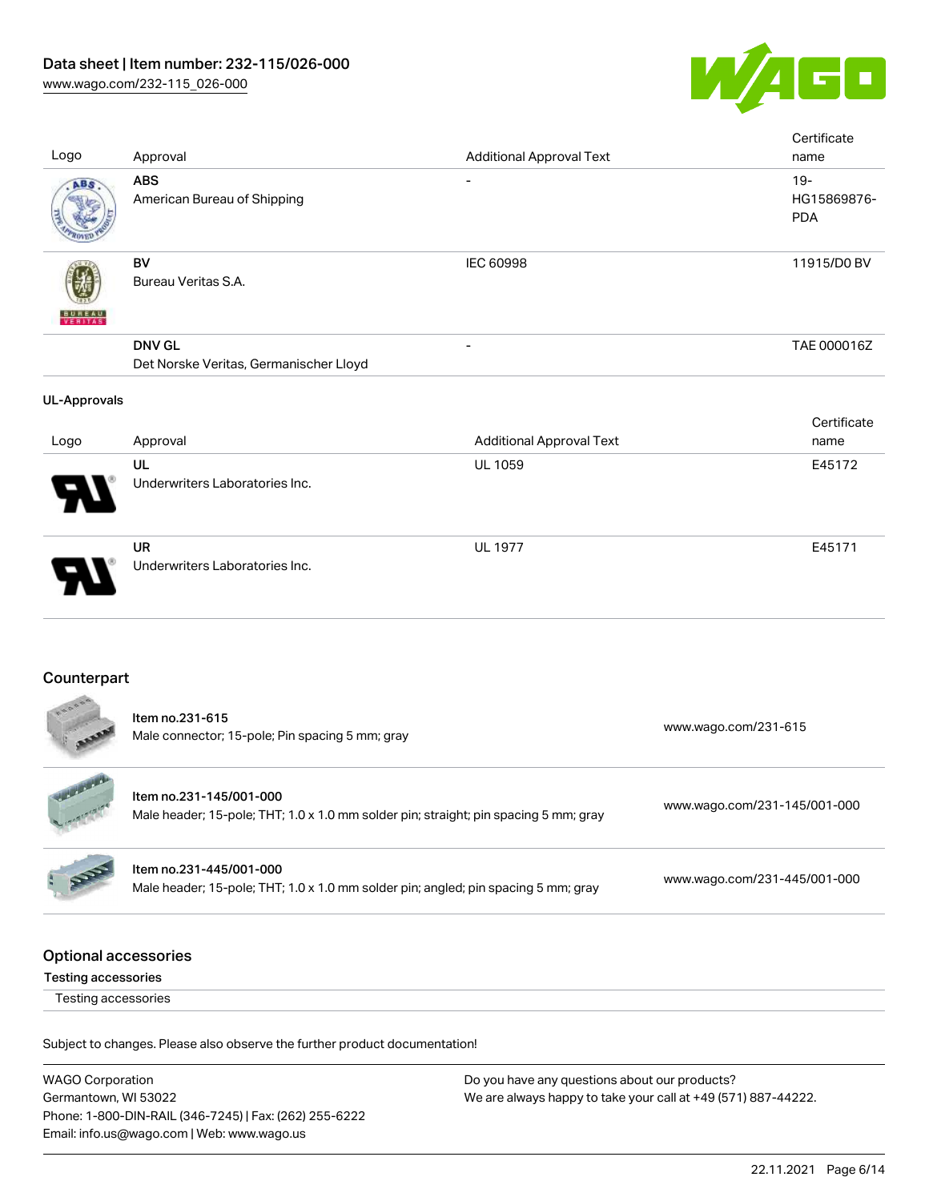| Logo | Approval | Additional Approval Text | Certificate name |
| --- | --- | --- | --- |
| | **ABS** American Bureau of Shipping | - | 19-HG15869876-PDA |
| | **BV** Bureau Veritas S.A. | IEC 60998 | 11915/D0 BV |
| | **DNV GL** Det Norske Veritas, Germanischer Lloyd | - | TAE 000016Z |

### UL-Approvals

| Logo | Approval | Additional Approval Text | Certificate name |
| --- | --- | --- | --- |
| | **UL** Underwriters Laboratories Inc. | UL 1059 | E45172 |
| | **UR** Underwriters Laboratories Inc. | UL 1977 | E45171 |

## Counterpart

| | Item | Link |
| --- | --- | --- |
| | Item no.231-615 Male connector; 15-pole; Pin spacing 5 mm; gray | www.wago.com/231-615 |
| | Item no.231-145/001-000 Male header; 15-pole; THT; 1.0 x 1.0 mm solder pin; straight; pin spacing 5 mm; gray | www.wago.com/231-145/001-000 |
| | Item no.231-445/001-000 Male header; 15-pole; THT; 1.0 x 1.0 mm solder pin; angled; pin spacing 5 mm; gray | www.wago.com/231-445/001-000 |

## Optional accessories

Testing accessories

Testing accessories

Subject to changes. Please also observe the further product documentation!

WAGO Corporation
Germantown, WI 53022
Phone: 1-800-DIN-RAIL (346-7245) | Fax: (262) 255-6222
Email: info.us@wago.com | Web: www.wago.us

Do you have any questions about our products?
We are always happy to take your call at +49 (571) 887-44222.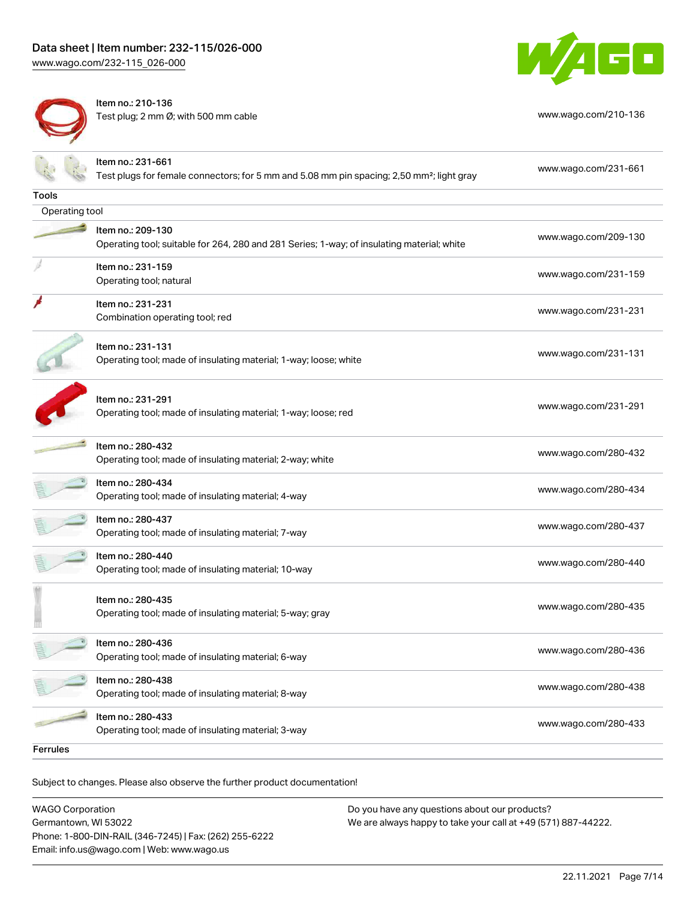| | |
|---|---|
| Item no.: 210-136<br>Test plug; 2 mm Ø; with 500 mm cable | www.wago.com/210-136 |
| Item no.: 231-661<br>Test plugs for female connectors; for 5 mm and 5.08 mm pin spacing; 2,50 mm²; light gray | www.wago.com/231-661 |

## Tools

### Operating tool

| | |
|---|---|
| Item no.: 209-130<br>Operating tool; suitable for 264, 280 and 281 Series; 1-way; of insulating material; white | www.wago.com/209-130 |
| Item no.: 231-159<br>Operating tool; natural | www.wago.com/231-159 |
| Item no.: 231-231<br>Combination operating tool; red | www.wago.com/231-231 |
| Item no.: 231-131<br>Operating tool; made of insulating material; 1-way; loose; white | www.wago.com/231-131 |
| Item no.: 231-291<br>Operating tool; made of insulating material; 1-way; loose; red | www.wago.com/231-291 |
| Item no.: 280-432<br>Operating tool; made of insulating material; 2-way; white | www.wago.com/280-432 |
| Item no.: 280-434<br>Operating tool; made of insulating material; 4-way | www.wago.com/280-434 |
| Item no.: 280-437<br>Operating tool; made of insulating material; 7-way | www.wago.com/280-437 |
| Item no.: 280-440<br>Operating tool; made of insulating material; 10-way | www.wago.com/280-440 |
| Item no.: 280-435<br>Operating tool; made of insulating material; 5-way; gray | www.wago.com/280-435 |
| Item no.: 280-436<br>Operating tool; made of insulating material; 6-way | www.wago.com/280-436 |
| Item no.: 280-438<br>Operating tool; made of insulating material; 8-way | www.wago.com/280-438 |
| Item no.: 280-433<br>Operating tool; made of insulating material; 3-way | www.wago.com/280-433 |

## Ferrules

Subject to changes. Please also observe the further product documentation!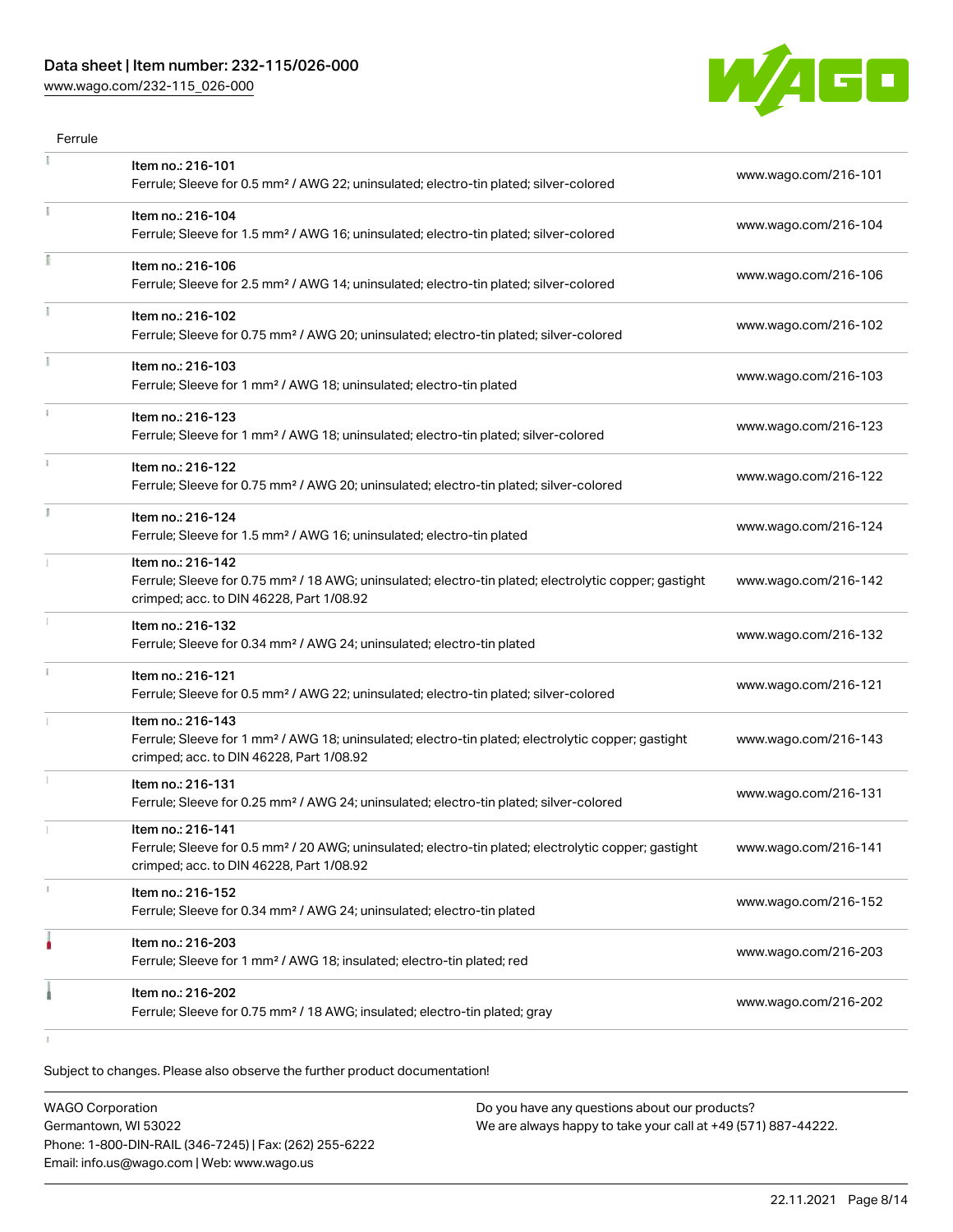Ferrule

| | Item | Link |
|---|---|---|
| | Item no.: 216-101<br>Ferrule; Sleeve for 0.5 mm² / AWG 22; uninsulated; electro-tin plated; silver-colored | www.wago.com/216-101 |
| | Item no.: 216-104<br>Ferrule; Sleeve for 1.5 mm² / AWG 16; uninsulated; electro-tin plated; silver-colored | www.wago.com/216-104 |
| | Item no.: 216-106<br>Ferrule; Sleeve for 2.5 mm² / AWG 14; uninsulated; electro-tin plated; silver-colored | www.wago.com/216-106 |
| | Item no.: 216-102<br>Ferrule; Sleeve for 0.75 mm² / AWG 20; uninsulated; electro-tin plated; silver-colored | www.wago.com/216-102 |
| | Item no.: 216-103<br>Ferrule; Sleeve for 1 mm² / AWG 18; uninsulated; electro-tin plated | www.wago.com/216-103 |
| | Item no.: 216-123<br>Ferrule; Sleeve for 1 mm² / AWG 18; uninsulated; electro-tin plated; silver-colored | www.wago.com/216-123 |
| | Item no.: 216-122<br>Ferrule; Sleeve for 0.75 mm² / AWG 20; uninsulated; electro-tin plated; silver-colored | www.wago.com/216-122 |
| | Item no.: 216-124<br>Ferrule; Sleeve for 1.5 mm² / AWG 16; uninsulated; electro-tin plated | www.wago.com/216-124 |
| | Item no.: 216-142<br>Ferrule; Sleeve for 0.75 mm² / 18 AWG; uninsulated; electro-tin plated; electrolytic copper; gastight crimped; acc. to DIN 46228, Part 1/08.92 | www.wago.com/216-142 |
| | Item no.: 216-132<br>Ferrule; Sleeve for 0.34 mm² / AWG 24; uninsulated; electro-tin plated | www.wago.com/216-132 |
| | Item no.: 216-121<br>Ferrule; Sleeve for 0.5 mm² / AWG 22; uninsulated; electro-tin plated; silver-colored | www.wago.com/216-121 |
| | Item no.: 216-143<br>Ferrule; Sleeve for 1 mm² / AWG 18; uninsulated; electro-tin plated; electrolytic copper; gastight crimped; acc. to DIN 46228, Part 1/08.92 | www.wago.com/216-143 |
| | Item no.: 216-131<br>Ferrule; Sleeve for 0.25 mm² / AWG 24; uninsulated; electro-tin plated; silver-colored | www.wago.com/216-131 |
| | Item no.: 216-141<br>Ferrule; Sleeve for 0.5 mm² / 20 AWG; uninsulated; electro-tin plated; electrolytic copper; gastight crimped; acc. to DIN 46228, Part 1/08.92 | www.wago.com/216-141 |
| | Item no.: 216-152<br>Ferrule; Sleeve for 0.34 mm² / AWG 24; uninsulated; electro-tin plated | www.wago.com/216-152 |
| | Item no.: 216-203<br>Ferrule; Sleeve for 1 mm² / AWG 18; insulated; electro-tin plated; red | www.wago.com/216-203 |
| | Item no.: 216-202<br>Ferrule; Sleeve for 0.75 mm² / 18 AWG; insulated; electro-tin plated; gray | www.wago.com/216-202 |

Subject to changes. Please also observe the further product documentation!

WAGO Corporation
Germantown, WI 53022
Phone: 1-800-DIN-RAIL (346-7245) | Fax: (262) 255-6222
Email: info.us@wago.com | Web: www.wago.us

Do you have any questions about our products?
We are always happy to take your call at +49 (571) 887-44222.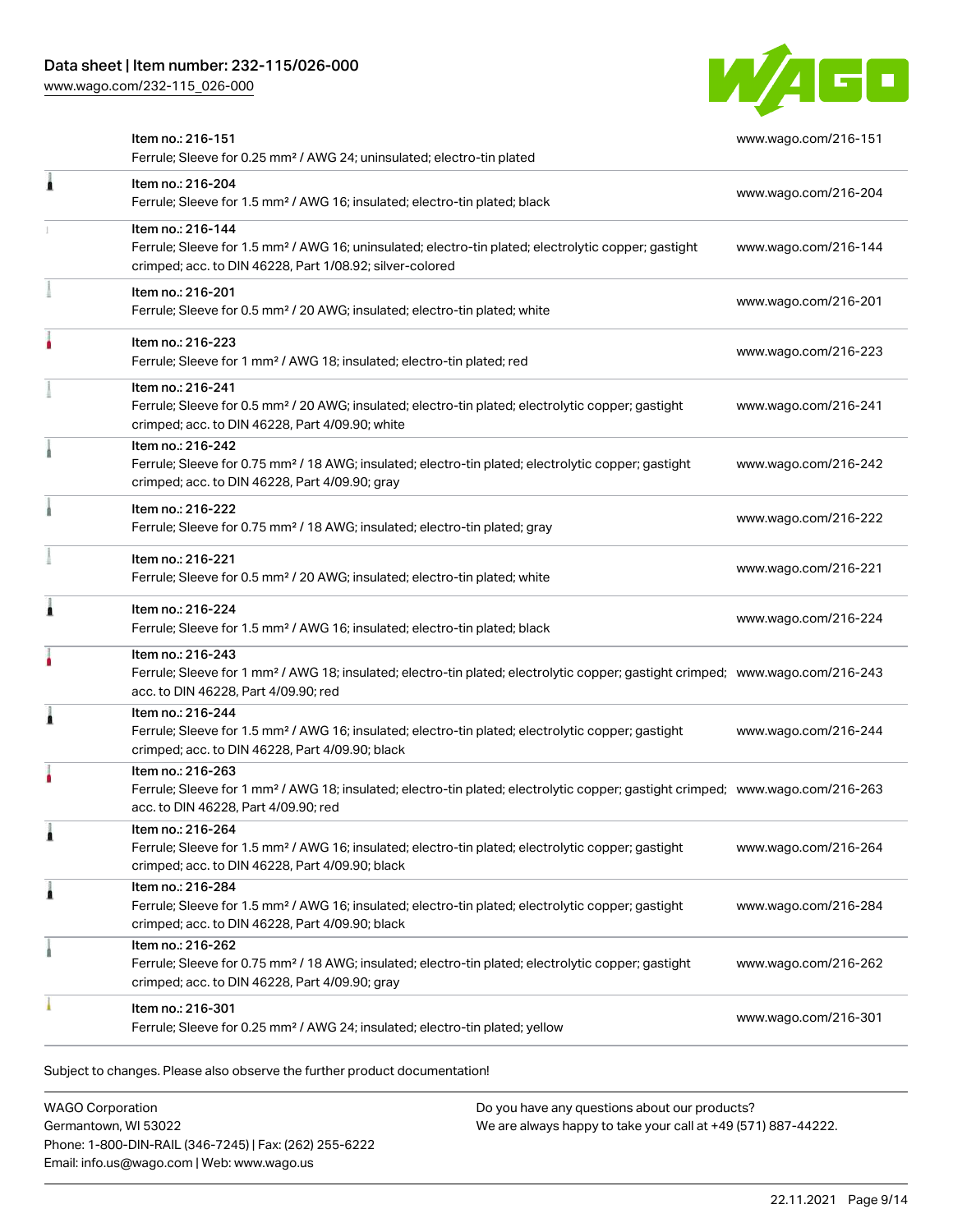| Item | Description | Link |
| --- | --- | --- |
| Item no.: 216-151 | Ferrule; Sleeve for 0.25 mm² / AWG 24; uninsulated; electro-tin plated | www.wago.com/216-151 |
| Item no.: 216-204 | Ferrule; Sleeve for 1.5 mm² / AWG 16; insulated; electro-tin plated; black | www.wago.com/216-204 |
| Item no.: 216-144 | Ferrule; Sleeve for 1.5 mm² / AWG 16; uninsulated; electro-tin plated; electrolytic copper; gastight crimped; acc. to DIN 46228, Part 1/08.92; silver-colored | www.wago.com/216-144 |
| Item no.: 216-201 | Ferrule; Sleeve for 0.5 mm² / 20 AWG; insulated; electro-tin plated; white | www.wago.com/216-201 |
| Item no.: 216-223 | Ferrule; Sleeve for 1 mm² / AWG 18; insulated; electro-tin plated; red | www.wago.com/216-223 |
| Item no.: 216-241 | Ferrule; Sleeve for 0.5 mm² / 20 AWG; insulated; electro-tin plated; electrolytic copper; gastight crimped; acc. to DIN 46228, Part 4/09.90; white | www.wago.com/216-241 |
| Item no.: 216-242 | Ferrule; Sleeve for 0.75 mm² / 18 AWG; insulated; electro-tin plated; electrolytic copper; gastight crimped; acc. to DIN 46228, Part 4/09.90; gray | www.wago.com/216-242 |
| Item no.: 216-222 | Ferrule; Sleeve for 0.75 mm² / 18 AWG; insulated; electro-tin plated; gray | www.wago.com/216-222 |
| Item no.: 216-221 | Ferrule; Sleeve for 0.5 mm² / 20 AWG; insulated; electro-tin plated; white | www.wago.com/216-221 |
| Item no.: 216-224 | Ferrule; Sleeve for 1.5 mm² / AWG 16; insulated; electro-tin plated; black | www.wago.com/216-224 |
| Item no.: 216-243 | Ferrule; Sleeve for 1 mm² / AWG 18; insulated; electro-tin plated; electrolytic copper; gastight crimped; acc. to DIN 46228, Part 4/09.90; red | www.wago.com/216-243 |
| Item no.: 216-244 | Ferrule; Sleeve for 1.5 mm² / AWG 16; insulated; electro-tin plated; electrolytic copper; gastight crimped; acc. to DIN 46228, Part 4/09.90; black | www.wago.com/216-244 |
| Item no.: 216-263 | Ferrule; Sleeve for 1 mm² / AWG 18; insulated; electro-tin plated; electrolytic copper; gastight crimped; acc. to DIN 46228, Part 4/09.90; red | www.wago.com/216-263 |
| Item no.: 216-264 | Ferrule; Sleeve for 1.5 mm² / AWG 16; insulated; electro-tin plated; electrolytic copper; gastight crimped; acc. to DIN 46228, Part 4/09.90; black | www.wago.com/216-264 |
| Item no.: 216-284 | Ferrule; Sleeve for 1.5 mm² / AWG 16; insulated; electro-tin plated; electrolytic copper; gastight crimped; acc. to DIN 46228, Part 4/09.90; black | www.wago.com/216-284 |
| Item no.: 216-262 | Ferrule; Sleeve for 0.75 mm² / 18 AWG; insulated; electro-tin plated; electrolytic copper; gastight crimped; acc. to DIN 46228, Part 4/09.90; gray | www.wago.com/216-262 |
| Item no.: 216-301 | Ferrule; Sleeve for 0.25 mm² / AWG 24; insulated; electro-tin plated; yellow | www.wago.com/216-301 |

Subject to changes. Please also observe the further product documentation!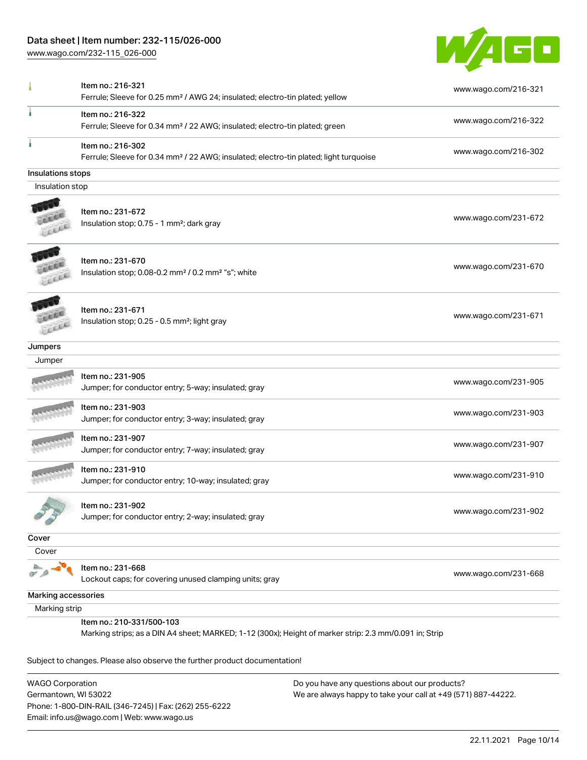| Item | Link |
|---|---|
| Item no.: 216-321<br>Ferrule; Sleeve for 0.25 mm² / AWG 24; insulated; electro-tin plated; yellow | www.wago.com/216-321 |
| Item no.: 216-322<br>Ferrule; Sleeve for 0.34 mm² / 22 AWG; insulated; electro-tin plated; green | www.wago.com/216-322 |
| Item no.: 216-302<br>Ferrule; Sleeve for 0.34 mm² / 22 AWG; insulated; electro-tin plated; light turquoise | www.wago.com/216-302 |

## Insulations stops

### Insulation stop

| Item | Link |
|---|---|
| Item no.: 231-672<br>Insulation stop; 0.75 - 1 mm²; dark gray | www.wago.com/231-672 |
| Item no.: 231-670<br>Insulation stop; 0.08-0.2 mm² / 0.2 mm² "s"; white | www.wago.com/231-670 |
| Item no.: 231-671<br>Insulation stop; 0.25 - 0.5 mm²; light gray | www.wago.com/231-671 |

## Jumpers

### Jumper

| Item | Link |
|---|---|
| Item no.: 231-905<br>Jumper; for conductor entry; 5-way; insulated; gray | www.wago.com/231-905 |
| Item no.: 231-903<br>Jumper; for conductor entry; 3-way; insulated; gray | www.wago.com/231-903 |
| Item no.: 231-907<br>Jumper; for conductor entry; 7-way; insulated; gray | www.wago.com/231-907 |
| Item no.: 231-910<br>Jumper; for conductor entry; 10-way; insulated; gray | www.wago.com/231-910 |
| Item no.: 231-902<br>Jumper; for conductor entry; 2-way; insulated; gray | www.wago.com/231-902 |

## Cover

### Cover

| Item | Link |
|---|---|
| Item no.: 231-668<br>Lockout caps; for covering unused clamping units; gray | www.wago.com/231-668 |

## Marking accessories

### Marking strip

Item no.: 210-331/500-103
Marking strips; as a DIN A4 sheet; MARKED; 1-12 (300x); Height of marker strip: 2.3 mm/0.091 in; Strip

Subject to changes. Please also observe the further product documentation!

WAGO Corporation
Germantown, WI 53022
Phone: 1-800-DIN-RAIL (346-7245) | Fax: (262) 255-6222
Email: info.us@wago.com | Web: www.wago.us

Do you have any questions about our products?
We are always happy to take your call at +49 (571) 887-44222.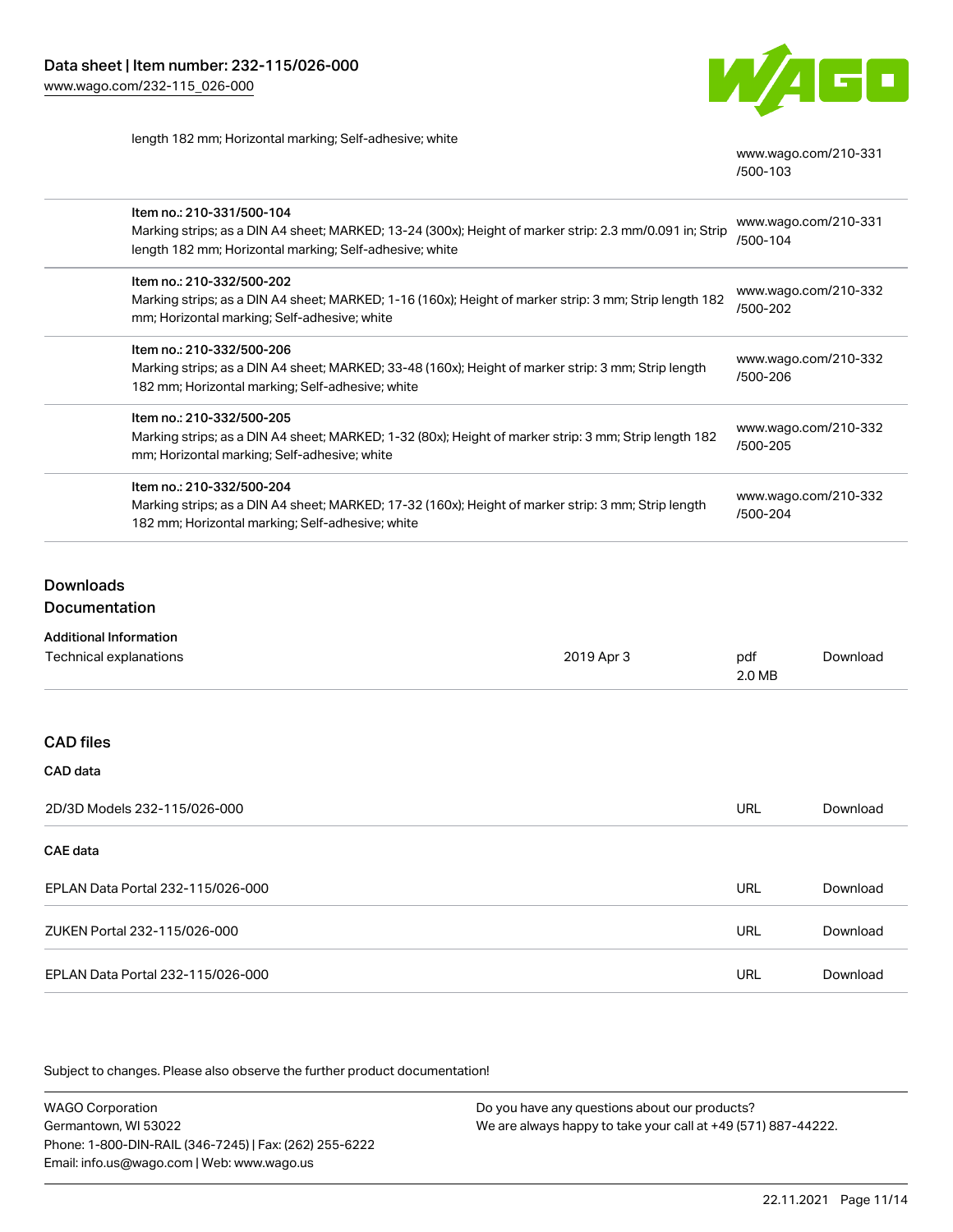| | |
|---|---|
| length 182 mm; Horizontal marking; Self-adhesive; white | www.wago.com/210-331/500-103 |
| Item no.: 210-331/500-104<br>Marking strips; as a DIN A4 sheet; MARKED; 13-24 (300x); Height of marker strip: 2.3 mm/0.091 in; Strip length 182 mm; Horizontal marking; Self-adhesive; white | www.wago.com/210-331/500-104 |
| Item no.: 210-332/500-202<br>Marking strips; as a DIN A4 sheet; MARKED; 1-16 (160x); Height of marker strip: 3 mm; Strip length 182 mm; Horizontal marking; Self-adhesive; white | www.wago.com/210-332/500-202 |
| Item no.: 210-332/500-206<br>Marking strips; as a DIN A4 sheet; MARKED; 33-48 (160x); Height of marker strip: 3 mm; Strip length 182 mm; Horizontal marking; Self-adhesive; white | www.wago.com/210-332/500-206 |
| Item no.: 210-332/500-205<br>Marking strips; as a DIN A4 sheet; MARKED; 1-32 (80x); Height of marker strip: 3 mm; Strip length 182 mm; Horizontal marking; Self-adhesive; white | www.wago.com/210-332/500-205 |
| Item no.: 210-332/500-204<br>Marking strips; as a DIN A4 sheet; MARKED; 17-32 (160x); Height of marker strip: 3 mm; Strip length 182 mm; Horizontal marking; Self-adhesive; white | www.wago.com/210-332/500-204 |

## Downloads

### Documentation

**Additional Information**

| | | | |
|---|---|---|---|
| Technical explanations | 2019 Apr 3 | pdf<br>2.0 MB | Download |

### CAD files

**CAD data**

| | | |
|---|---|---|
| 2D/3D Models 232-115/026-000 | URL | Download |

**CAE data**

| | | |
|---|---|---|
| EPLAN Data Portal 232-115/026-000 | URL | Download |
| ZUKEN Portal 232-115/026-000 | URL | Download |
| EPLAN Data Portal 232-115/026-000 | URL | Download |

Subject to changes. Please also observe the further product documentation!

WAGO Corporation
Germantown, WI 53022
Phone: 1-800-DIN-RAIL (346-7245) | Fax: (262) 255-6222
Email: info.us@wago.com | Web: www.wago.us

Do you have any questions about our products?
We are always happy to take your call at +49 (571) 887-44222.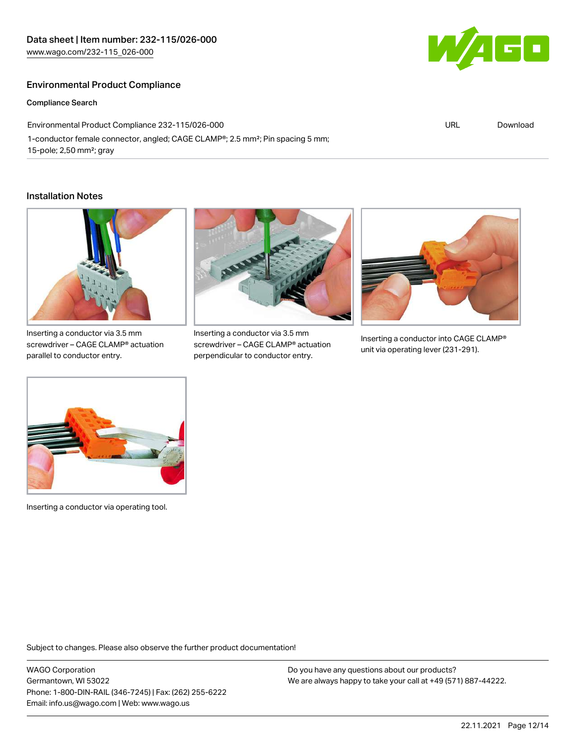## Environmental Product Compliance

### Compliance Search

| Environmental Product Compliance 232-115/026-000 | URL | Download |
| --- | --- | --- |
| 1-conductor female connector, angled; CAGE CLAMP®; 2.5 mm²; Pin spacing 5 mm; 15-pole; 2,50 mm²; gray | | |

## Installation Notes

Inserting a conductor via 3.5 mm screwdriver – CAGE CLAMP® actuation parallel to conductor entry.

Inserting a conductor via 3.5 mm screwdriver – CAGE CLAMP® actuation perpendicular to conductor entry.

Inserting a conductor into CAGE CLAMP® unit via operating lever (231-291).

Inserting a conductor via operating tool.

Subject to changes. Please also observe the further product documentation!

WAGO Corporation
Germantown, WI 53022
Phone: 1-800-DIN-RAIL (346-7245) | Fax: (262) 255-6222
Email: info.us@wago.com | Web: www.wago.us

Do you have any questions about our products?
We are always happy to take your call at +49 (571) 887-44222.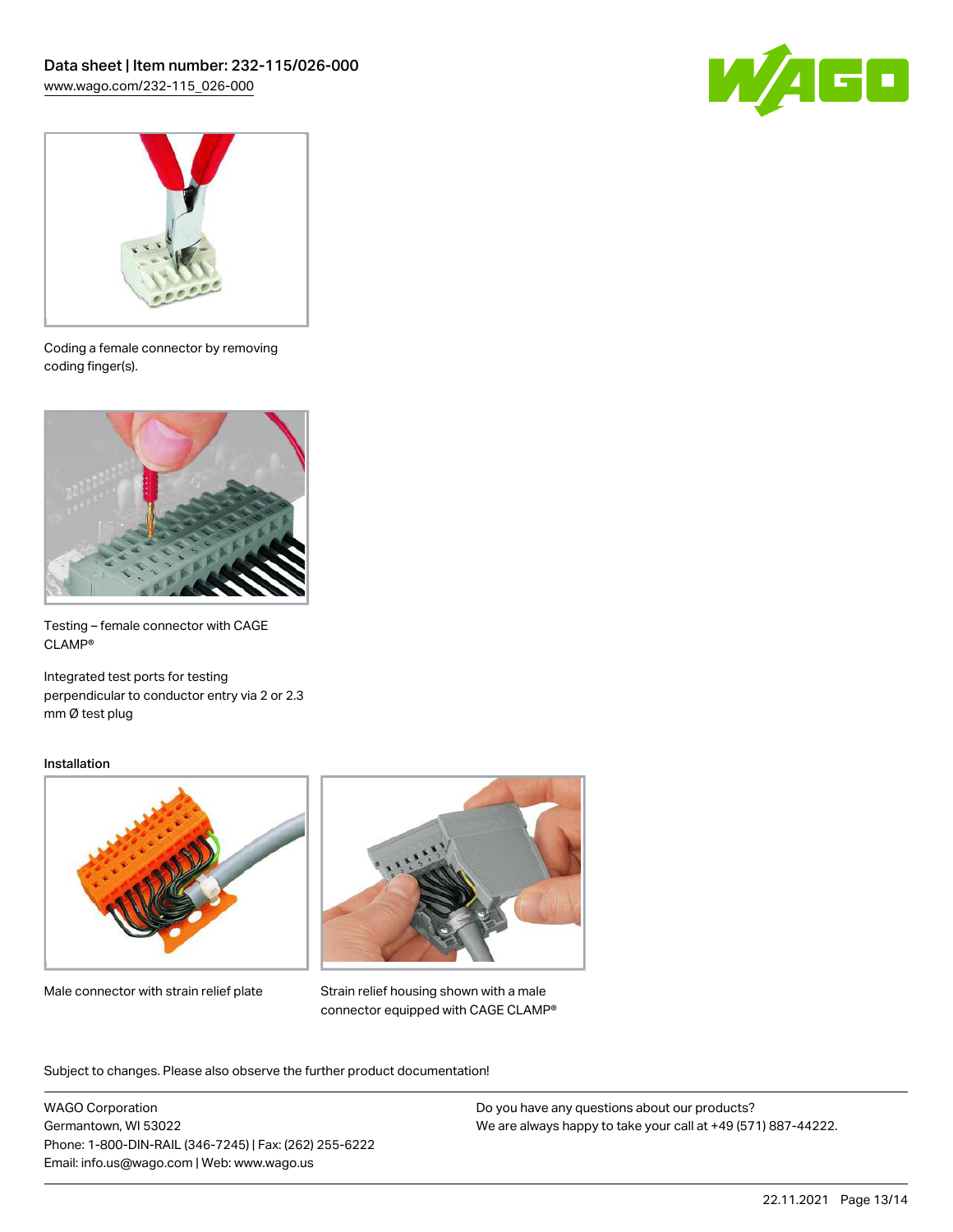Coding a female connector by removing coding finger(s).

Testing – female connector with CAGE CLAMP®

Integrated test ports for testing perpendicular to conductor entry via 2 or 2.3 mm Ø test plug

Installation

Male connector with strain relief plate

Strain relief housing shown with a male connector equipped with CAGE CLAMP®

Subject to changes. Please also observe the further product documentation!

WAGO Corporation
Germantown, WI 53022
Phone: 1-800-DIN-RAIL (346-7245) | Fax: (262) 255-6222
Email: info.us@wago.com | Web: www.wago.us

Do you have any questions about our products?
We are always happy to take your call at +49 (571) 887-44222.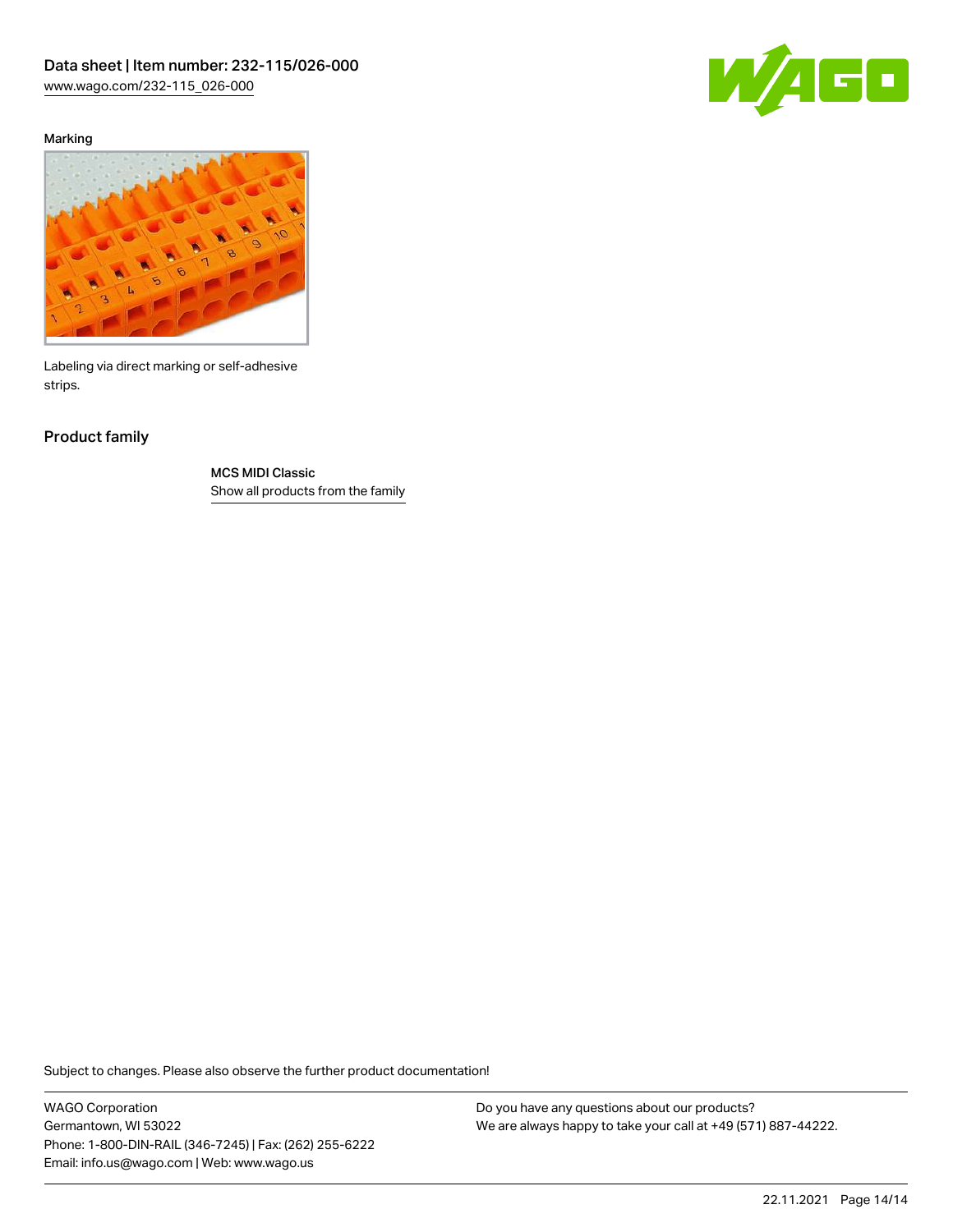Marking

Labeling via direct marking or self-adhesive strips.

## Product family

MCS MIDI Classic
Show all products from the family

Subject to changes. Please also observe the further product documentation!

WAGO Corporation
Germantown, WI 53022
Phone: 1-800-DIN-RAIL (346-7245) | Fax: (262) 255-6222
Email: info.us@wago.com | Web: www.wago.us

Do you have any questions about our products?
We are always happy to take your call at +49 (571) 887-44222.